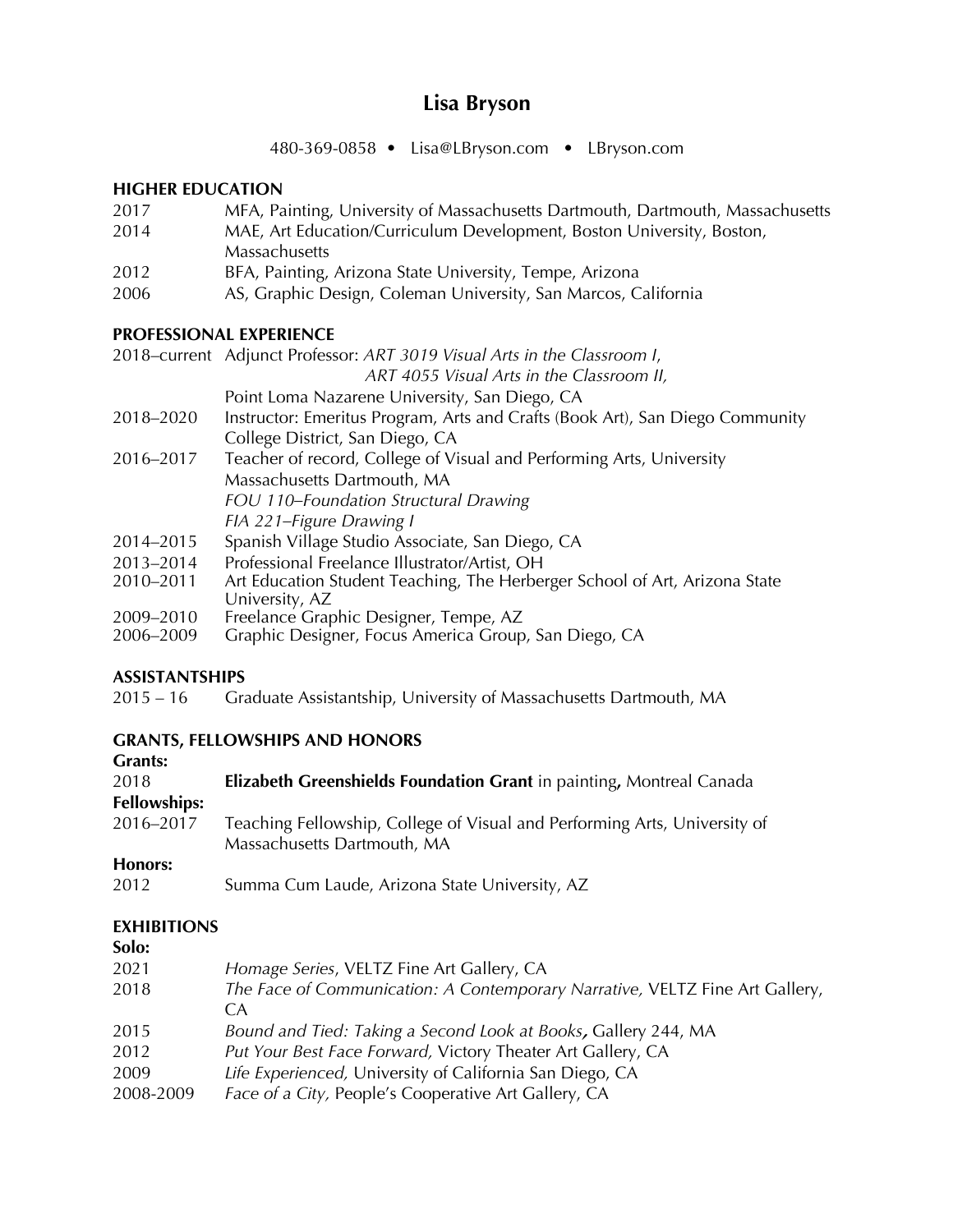# Lisa Bryson

480-369-0858 • Lisa@LBryson.com • LBryson.com

## HIGHER EDUCATION

2017 MFA, Painting, University of Massachusetts Dartmouth, Dartmouth, Massachusetts
2014 MAE, Art Education/Curriculum Development, Boston University, Boston, Massachusetts
2012 BFA, Painting, Arizona State University, Tempe, Arizona
2006 AS, Graphic Design, Coleman University, San Marcos, California

## PROFESSIONAL EXPERIENCE

2018–current Adjunct Professor: *ART 3019 Visual Arts in the Classroom I*, *ART 4055 Visual Arts in the Classroom II,* Point Loma Nazarene University, San Diego, CA
2018–2020 Instructor: Emeritus Program, Arts and Crafts (Book Art), San Diego Community College District, San Diego, CA
2016–2017 Teacher of record, College of Visual and Performing Arts, University Massachusetts Dartmouth, MA
*FOU 110–Foundation Structural Drawing*
*FIA 221–Figure Drawing I*
2014–2015 Spanish Village Studio Associate, San Diego, CA
2013–2014 Professional Freelance Illustrator/Artist, OH
2010–2011 Art Education Student Teaching, The Herberger School of Art, Arizona State University, AZ
2009–2010 Freelance Graphic Designer, Tempe, AZ
2006–2009 Graphic Designer, Focus America Group, San Diego, CA

## ASSISTANTSHIPS

2015 – 16 Graduate Assistantship, University of Massachusetts Dartmouth, MA

## GRANTS, FELLOWSHIPS AND HONORS

**Grants:**
2018 **Elizabeth Greenshields Foundation Grant** in painting**,** Montreal Canada
**Fellowships:**
2016–2017 Teaching Fellowship, College of Visual and Performing Arts, University of Massachusetts Dartmouth, MA
**Honors:**
2012 Summa Cum Laude, Arizona State University, AZ

## EXHIBITIONS

**Solo:**
2021 *Homage Series*, VELTZ Fine Art Gallery, CA
2018 *The Face of Communication: A Contemporary Narrative,* VELTZ Fine Art Gallery, CA
2015 *Bound and Tied: Taking a Second Look at Books,* Gallery 244, MA
2012 *Put Your Best Face Forward,* Victory Theater Art Gallery, CA
2009 *Life Experienced,* University of California San Diego, CA
2008-2009 *Face of a City,* People's Cooperative Art Gallery, CA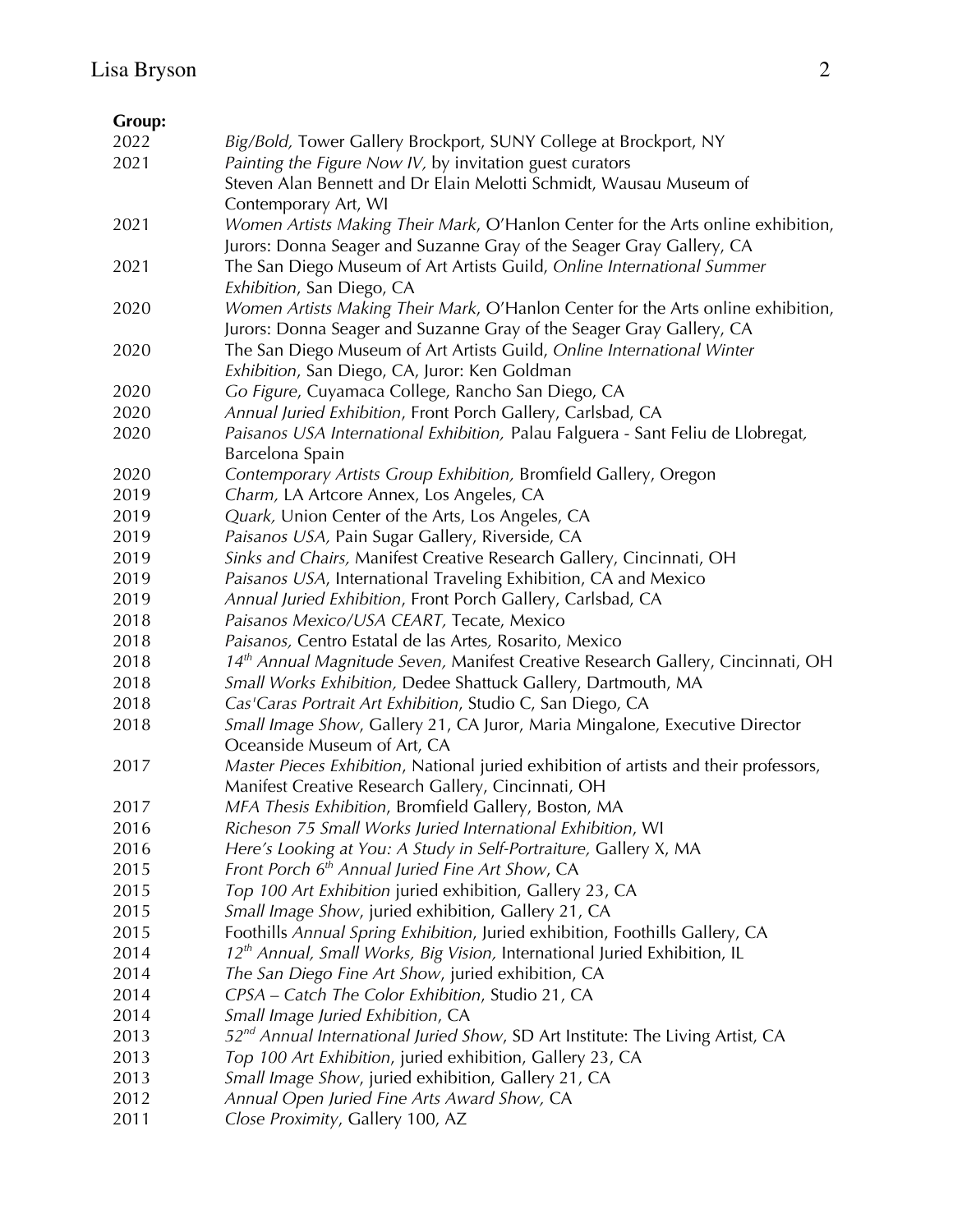**Group:**

2022 *Big/Bold,* Tower Gallery Brockport, SUNY College at Brockport, NY

2021 *Painting the Figure Now IV,* by invitation guest curators Steven Alan Bennett and Dr Elain Melotti Schmidt, Wausau Museum of Contemporary Art, WI

2021 *Women Artists Making Their Mark*, O'Hanlon Center for the Arts online exhibition, Jurors: Donna Seager and Suzanne Gray of the Seager Gray Gallery, CA

2021 The San Diego Museum of Art Artists Guild, *Online International Summer Exhibition*, San Diego, CA

2020 *Women Artists Making Their Mark*, O'Hanlon Center for the Arts online exhibition, Jurors: Donna Seager and Suzanne Gray of the Seager Gray Gallery, CA

2020 The San Diego Museum of Art Artists Guild, *Online International Winter Exhibition*, San Diego, CA, Juror: Ken Goldman

2020 *Go Figure*, Cuyamaca College, Rancho San Diego, CA

2020 *Annual Juried Exhibition*, Front Porch Gallery, Carlsbad, CA

2020 *Paisanos USA International Exhibition,* Palau Falguera - Sant Feliu de Llobregat, Barcelona Spain

2020 *Contemporary Artists Group Exhibition,* Bromfield Gallery, Oregon

2019 *Charm,* LA Artcore Annex, Los Angeles, CA

2019 *Quark,* Union Center of the Arts, Los Angeles, CA

2019 *Paisanos USA,* Pain Sugar Gallery, Riverside, CA

2019 *Sinks and Chairs,* Manifest Creative Research Gallery, Cincinnati, OH

2019 *Paisanos USA*, International Traveling Exhibition, CA and Mexico

2019 *Annual Juried Exhibition*, Front Porch Gallery, Carlsbad, CA

2018 *Paisanos Mexico/USA CEART,* Tecate, Mexico

2018 *Paisanos,* Centro Estatal de las Artes, Rosarito, Mexico

2018 *14th Annual Magnitude Seven,* Manifest Creative Research Gallery, Cincinnati, OH

2018 *Small Works Exhibition,* Dedee Shattuck Gallery, Dartmouth, MA

2018 *Cas'Caras Portrait Art Exhibition*, Studio C, San Diego, CA

2018 *Small Image Show*, Gallery 21, CA Juror, Maria Mingalone, Executive Director Oceanside Museum of Art, CA

2017 *Master Pieces Exhibition*, National juried exhibition of artists and their professors, Manifest Creative Research Gallery, Cincinnati, OH

2017 *MFA Thesis Exhibition*, Bromfield Gallery, Boston, MA

2016 *Richeson 75 Small Works Juried International Exhibition*, WI

2016 *Here's Looking at You: A Study in Self-Portraiture,* Gallery X, MA

2015 *Front Porch 6th Annual Juried Fine Art Show*, CA

2015 *Top 100 Art Exhibition* juried exhibition, Gallery 23, CA

2015 *Small Image Show*, juried exhibition, Gallery 21, CA

2015 Foothills *Annual Spring Exhibition*, Juried exhibition, Foothills Gallery, CA

2014 *12th Annual, Small Works, Big Vision,* International Juried Exhibition, IL

2014 *The San Diego Fine Art Show*, juried exhibition, CA

2014 *CPSA – Catch The Color Exhibition*, Studio 21, CA

2014 *Small Image Juried Exhibition*, CA

2013 *52nd Annual International Juried Show*, SD Art Institute: The Living Artist, CA

2013 *Top 100 Art Exhibition*, juried exhibition, Gallery 23, CA

2013 *Small Image Show*, juried exhibition, Gallery 21, CA

2012 *Annual Open Juried Fine Arts Award Show,* CA

2011 *Close Proximity*, Gallery 100, AZ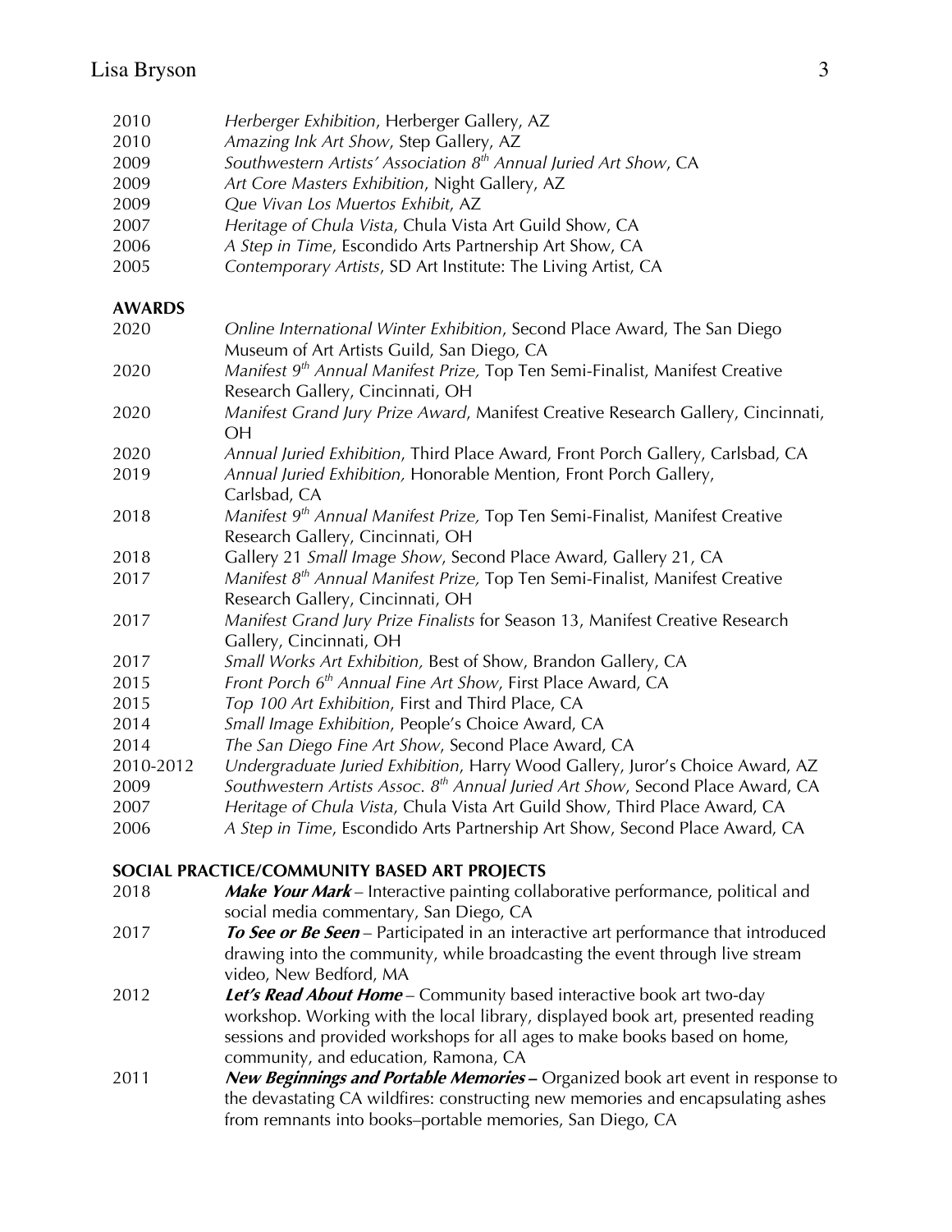- 2010 *Herberger Exhibition*, Herberger Gallery, AZ
- 2010 *Amazing Ink Art Show*, Step Gallery, AZ
- 2009 *Southwestern Artists' Association 8th Annual Juried Art Show*, CA
- 2009 *Art Core Masters Exhibition*, Night Gallery, AZ
- 2009 *Que Vivan Los Muertos Exhibit*, AZ
- 2007 *Heritage of Chula Vista*, Chula Vista Art Guild Show, CA
- 2006 *A Step in Time*, Escondido Arts Partnership Art Show, CA
- 2005 *Contemporary Artists*, SD Art Institute: The Living Artist, CA

**AWARDS**

- 2020 *Online International Winter Exhibition*, Second Place Award, The San Diego Museum of Art Artists Guild, San Diego, CA
- 2020 *Manifest 9th Annual Manifest Prize,* Top Ten Semi-Finalist, Manifest Creative Research Gallery, Cincinnati, OH
- 2020 *Manifest Grand Jury Prize Award*, Manifest Creative Research Gallery, Cincinnati, OH
- 2020 *Annual Juried Exhibition*, Third Place Award, Front Porch Gallery, Carlsbad, CA
- 2019 *Annual Juried Exhibition,* Honorable Mention, Front Porch Gallery, Carlsbad, CA
- 2018 *Manifest 9th Annual Manifest Prize,* Top Ten Semi-Finalist, Manifest Creative Research Gallery, Cincinnati, OH
- 2018 Gallery 21 *Small Image Show*, Second Place Award, Gallery 21, CA
- 2017 *Manifest 8th Annual Manifest Prize,* Top Ten Semi-Finalist, Manifest Creative Research Gallery, Cincinnati, OH
- 2017 *Manifest Grand Jury Prize Finalists* for Season 13, Manifest Creative Research Gallery, Cincinnati, OH
- 2017 *Small Works Art Exhibition,* Best of Show, Brandon Gallery, CA
- 2015 *Front Porch 6th Annual Fine Art Show*, First Place Award, CA
- 2015 *Top 100 Art Exhibition*, First and Third Place, CA
- 2014 *Small Image Exhibition*, People's Choice Award, CA
- 2014 *The San Diego Fine Art Show*, Second Place Award, CA
- 2010-2012 *Undergraduate Juried Exhibition*, Harry Wood Gallery, Juror's Choice Award, AZ
- 2009 *Southwestern Artists Assoc. 8th Annual Juried Art Show*, Second Place Award, CA
- 2007 *Heritage of Chula Vista*, Chula Vista Art Guild Show, Third Place Award, CA
- 2006 *A Step in Time*, Escondido Arts Partnership Art Show, Second Place Award, CA

**SOCIAL PRACTICE/COMMUNITY BASED ART PROJECTS**

- 2018 ***Make Your Mark*** – Interactive painting collaborative performance, political and social media commentary, San Diego, CA
- 2017 ***To See or Be Seen*** – Participated in an interactive art performance that introduced drawing into the community, while broadcasting the event through live stream video, New Bedford, MA
- 2012 ***Let's Read About Home*** – Community based interactive book art two-day workshop. Working with the local library, displayed book art, presented reading sessions and provided workshops for all ages to make books based on home, community, and education, Ramona, CA
- 2011 ***New Beginnings and Portable Memories –*** Organized book art event in response to the devastating CA wildfires: constructing new memories and encapsulating ashes from remnants into books–portable memories, San Diego, CA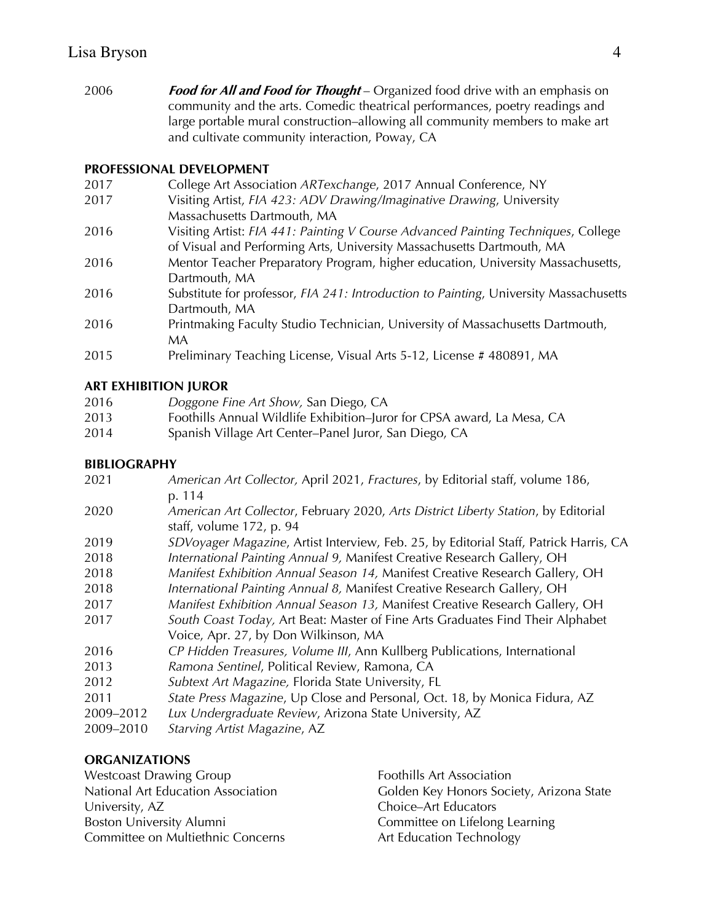2006 ***Food for All and Food for Thought*** – Organized food drive with an emphasis on community and the arts. Comedic theatrical performances, poetry readings and large portable mural construction–allowing all community members to make art and cultivate community interaction, Poway, CA

**PROFESSIONAL DEVELOPMENT**

2017 College Art Association *ARTexchange*, 2017 Annual Conference, NY

2017 Visiting Artist, *FIA 423: ADV Drawing/Imaginative Drawing*, University Massachusetts Dartmouth, MA

2016 Visiting Artist: *FIA 441: Painting V Course Advanced Painting Techniques*, College of Visual and Performing Arts, University Massachusetts Dartmouth, MA

2016 Mentor Teacher Preparatory Program, higher education, University Massachusetts, Dartmouth, MA

2016 Substitute for professor, *FIA 241: Introduction to Painting*, University Massachusetts Dartmouth, MA

2016 Printmaking Faculty Studio Technician, University of Massachusetts Dartmouth, MA

2015 Preliminary Teaching License, Visual Arts 5-12, License # 480891, MA

**ART EXHIBITION JUROR**

2016 *Doggone Fine Art Show,* San Diego, CA

2013 Foothills Annual Wildlife Exhibition–Juror for CPSA award, La Mesa, CA

2014 Spanish Village Art Center–Panel Juror, San Diego, CA

**BIBLIOGRAPHY**

2021 *American Art Collector,* April 2021, *Fractures*, by Editorial staff, volume 186, p. 114

2020 *American Art Collector*, February 2020, *Arts District Liberty Station*, by Editorial staff, volume 172, p. 94

2019 *SDVoyager Magazine*, Artist Interview, Feb. 25, by Editorial Staff, Patrick Harris, CA

2018 *International Painting Annual 9,* Manifest Creative Research Gallery, OH

2018 *Manifest Exhibition Annual Season 14,* Manifest Creative Research Gallery, OH

2018 *International Painting Annual 8,* Manifest Creative Research Gallery, OH

2017 *Manifest Exhibition Annual Season 13,* Manifest Creative Research Gallery, OH

2017 *South Coast Today,* Art Beat: Master of Fine Arts Graduates Find Their Alphabet Voice, Apr. 27, by Don Wilkinson, MA

2016 *CP Hidden Treasures, Volume III*, Ann Kullberg Publications, International

2013 *Ramona Sentinel*, Political Review, Ramona, CA

2012 *Subtext Art Magazine,* Florida State University, FL

2011 *State Press Magazine*, Up Close and Personal, Oct. 18, by Monica Fidura, AZ

2009–2012 *Lux Undergraduate Review*, Arizona State University, AZ

2009–2010 *Starving Artist Magazine*, AZ

**ORGANIZATIONS**

Westcoast Drawing Group
National Art Education Association
Boston University Alumni
Committee on Multiethnic Concerns
Foothills Art Association
Golden Key Honors Society, Arizona State University, AZ
Choice–Art Educators
Committee on Lifelong Learning
Art Education Technology